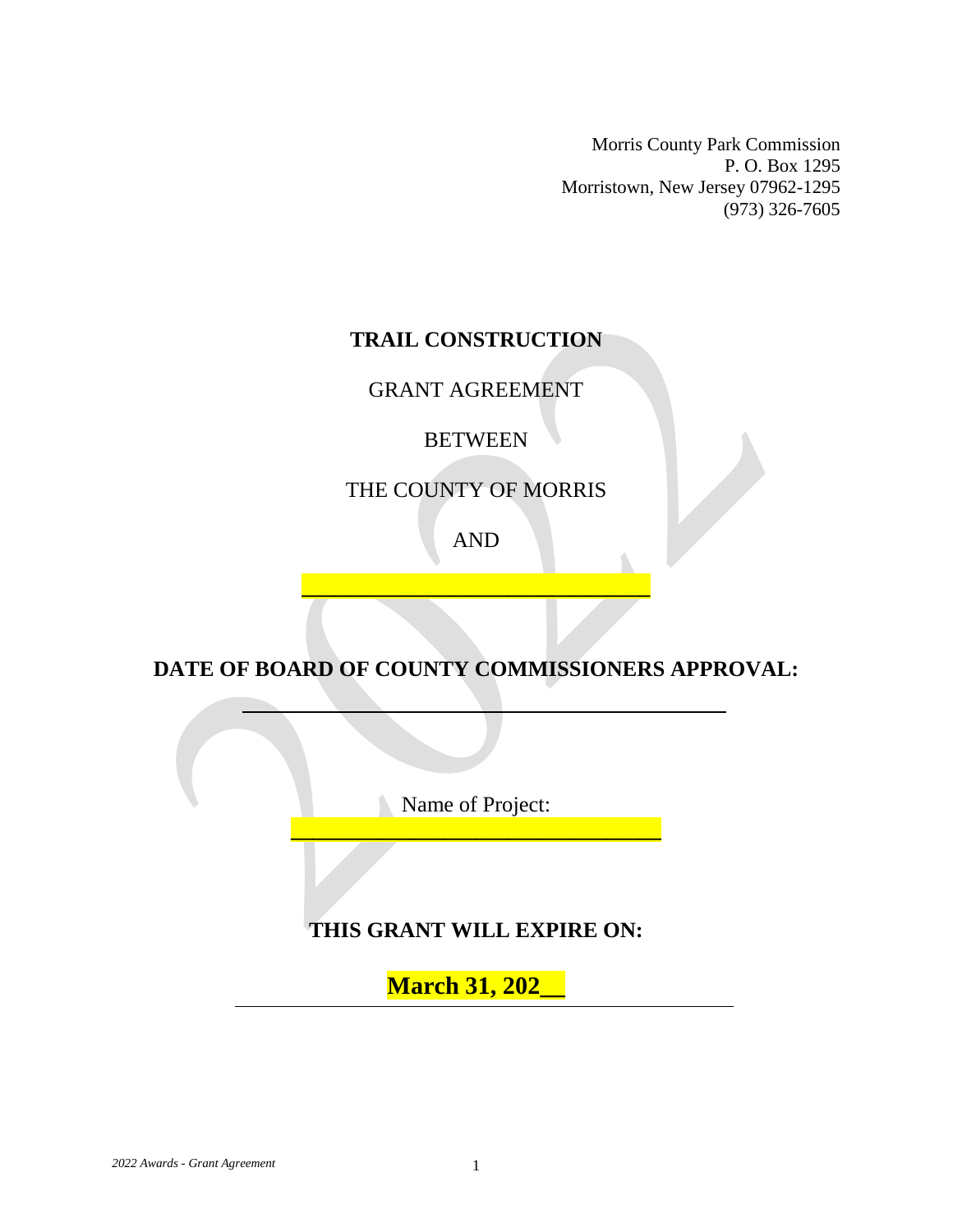Morris County Park Commission
P. O. Box 1295
Morristown, New Jersey 07962-1295
(973) 326-7605

**TRAIL CONSTRUCTION**

GRANT AGREEMENT

BETWEEN

THE COUNTY OF MORRIS

AND

______________________________

**DATE OF BOARD OF COUNTY COMMISSIONERS APPROVAL:**

__________________________________________

Name of Project:
________________________________

**THIS GRANT WILL EXPIRE ON:**

**March 31, 202__**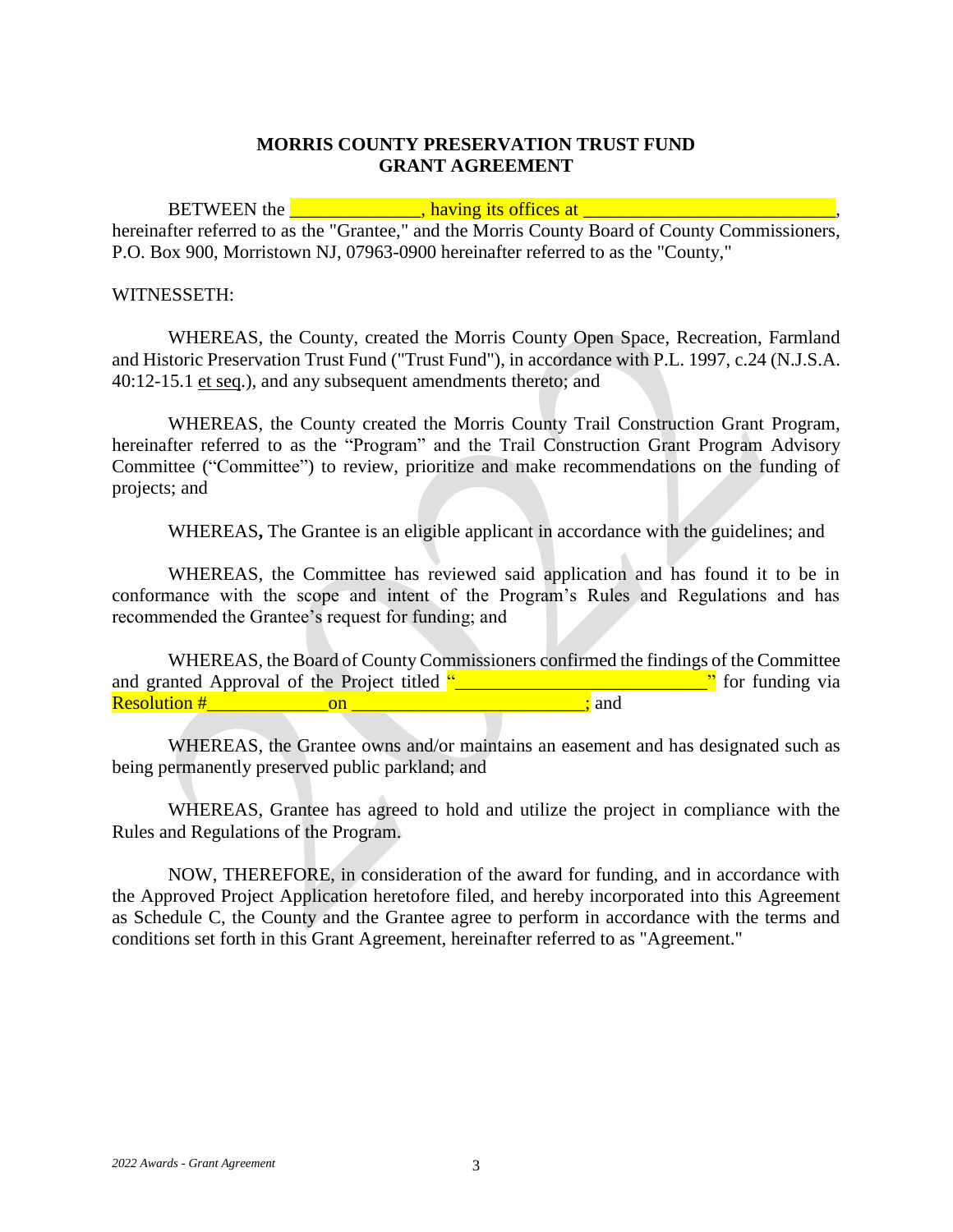**MORRIS COUNTY PRESERVATION TRUST FUND**
**GRANT AGREEMENT**

BETWEEN the ______________, having its offices at ___________________________, hereinafter referred to as the "Grantee," and the Morris County Board of County Commissioners, P.O. Box 900, Morristown NJ, 07963-0900 hereinafter referred to as the "County,"

WITNESSETH:

WHEREAS, the County, created the Morris County Open Space, Recreation, Farmland and Historic Preservation Trust Fund ("Trust Fund"), in accordance with P.L. 1997, c.24 (N.J.S.A. 40:12-15.1 et seq.), and any subsequent amendments thereto; and

WHEREAS, the County created the Morris County Trail Construction Grant Program, hereinafter referred to as the "Program" and the Trail Construction Grant Program Advisory Committee ("Committee") to review, prioritize and make recommendations on the funding of projects; and

WHEREAS**,** The Grantee is an eligible applicant in accordance with the guidelines; and

WHEREAS, the Committee has reviewed said application and has found it to be in conformance with the scope and intent of the Program's Rules and Regulations and has recommended the Grantee's request for funding; and

WHEREAS, the Board of County Commissioners confirmed the findings of the Committee and granted Approval of the Project titled "__________________________" for funding via Resolution #_____________on ________________________; and

WHEREAS, the Grantee owns and/or maintains an easement and has designated such as being permanently preserved public parkland; and

WHEREAS, Grantee has agreed to hold and utilize the project in compliance with the Rules and Regulations of the Program.

NOW, THEREFORE, in consideration of the award for funding, and in accordance with the Approved Project Application heretofore filed, and hereby incorporated into this Agreement as Schedule C, the County and the Grantee agree to perform in accordance with the terms and conditions set forth in this Grant Agreement, hereinafter referred to as "Agreement."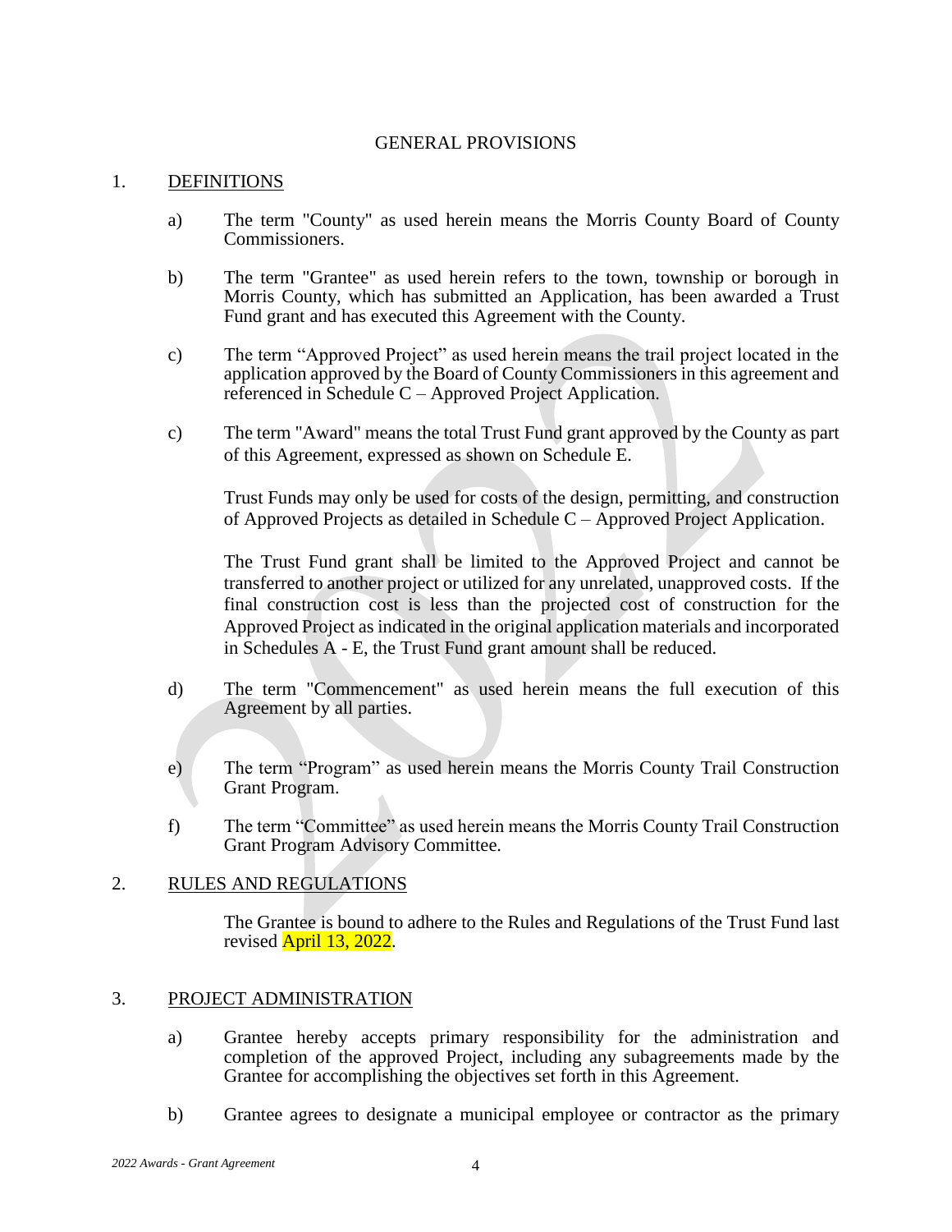## GENERAL PROVISIONS

### 1. DEFINITIONS

a) The term "County" as used herein means the Morris County Board of County Commissioners.

b) The term "Grantee" as used herein refers to the town, township or borough in Morris County, which has submitted an Application, has been awarded a Trust Fund grant and has executed this Agreement with the County.

c) The term "Approved Project" as used herein means the trail project located in the application approved by the Board of County Commissioners in this agreement and referenced in Schedule C – Approved Project Application.

c) The term "Award" means the total Trust Fund grant approved by the County as part of this Agreement, expressed as shown on Schedule E.

Trust Funds may only be used for costs of the design, permitting, and construction of Approved Projects as detailed in Schedule C – Approved Project Application.

The Trust Fund grant shall be limited to the Approved Project and cannot be transferred to another project or utilized for any unrelated, unapproved costs. If the final construction cost is less than the projected cost of construction for the Approved Project as indicated in the original application materials and incorporated in Schedules A - E, the Trust Fund grant amount shall be reduced.

d) The term "Commencement" as used herein means the full execution of this Agreement by all parties.

e) The term "Program" as used herein means the Morris County Trail Construction Grant Program.

f) The term "Committee" as used herein means the Morris County Trail Construction Grant Program Advisory Committee.

### 2. RULES AND REGULATIONS

The Grantee is bound to adhere to the Rules and Regulations of the Trust Fund last revised April 13, 2022.

### 3. PROJECT ADMINISTRATION

a) Grantee hereby accepts primary responsibility for the administration and completion of the approved Project, including any subagreements made by the Grantee for accomplishing the objectives set forth in this Agreement.

b) Grantee agrees to designate a municipal employee or contractor as the primary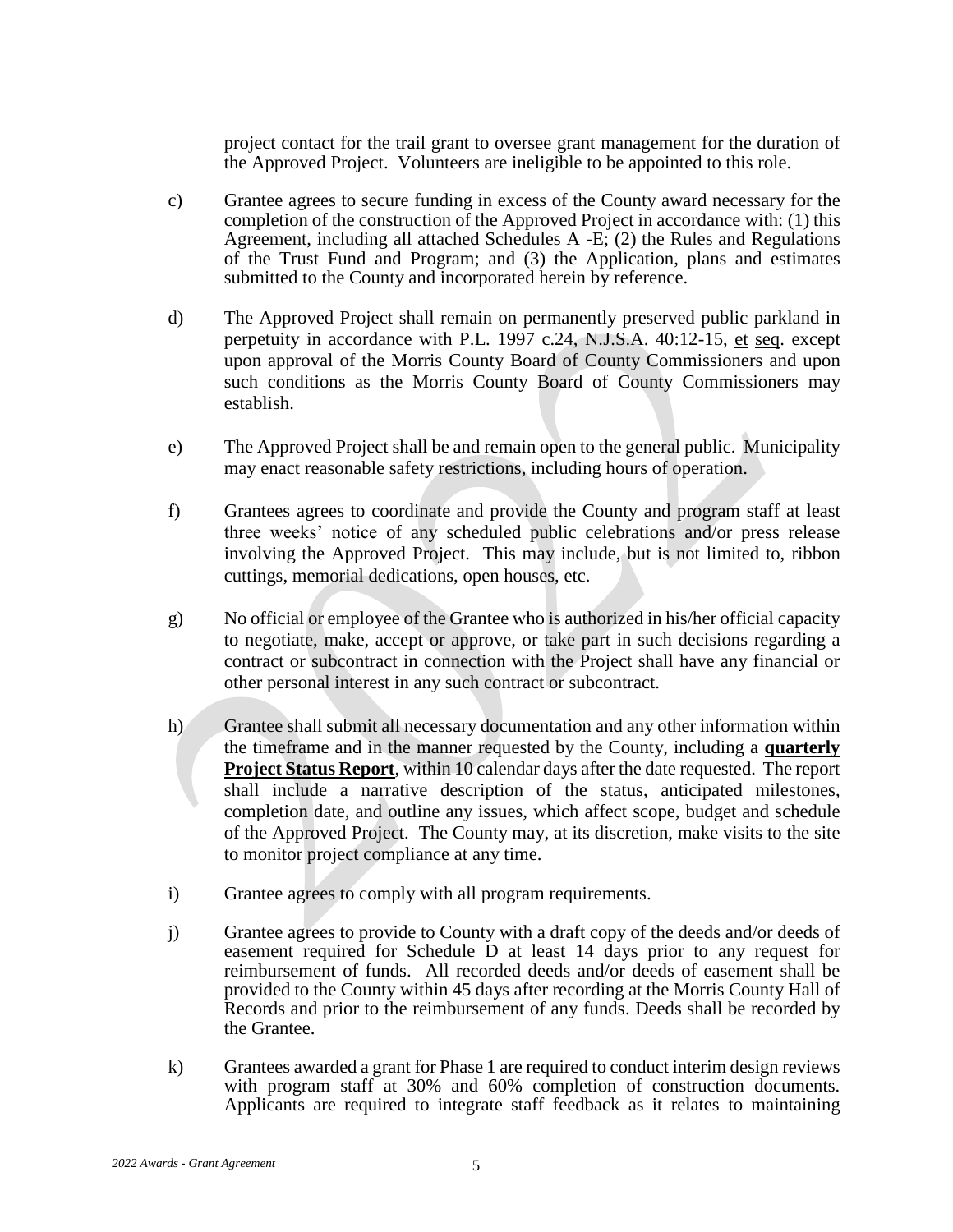project contact for the trail grant to oversee grant management for the duration of the Approved Project. Volunteers are ineligible to be appointed to this role.

c) Grantee agrees to secure funding in excess of the County award necessary for the completion of the construction of the Approved Project in accordance with: (1) this Agreement, including all attached Schedules A -E; (2) the Rules and Regulations of the Trust Fund and Program; and (3) the Application, plans and estimates submitted to the County and incorporated herein by reference.

d) The Approved Project shall remain on permanently preserved public parkland in perpetuity in accordance with P.L. 1997 c.24, N.J.S.A. 40:12-15, et seq. except upon approval of the Morris County Board of County Commissioners and upon such conditions as the Morris County Board of County Commissioners may establish.

e) The Approved Project shall be and remain open to the general public. Municipality may enact reasonable safety restrictions, including hours of operation.

f) Grantees agrees to coordinate and provide the County and program staff at least three weeks' notice of any scheduled public celebrations and/or press release involving the Approved Project. This may include, but is not limited to, ribbon cuttings, memorial dedications, open houses, etc.

g) No official or employee of the Grantee who is authorized in his/her official capacity to negotiate, make, accept or approve, or take part in such decisions regarding a contract or subcontract in connection with the Project shall have any financial or other personal interest in any such contract or subcontract.

h) Grantee shall submit all necessary documentation and any other information within the timeframe and in the manner requested by the County, including a **quarterly Project Status Report**, within 10 calendar days after the date requested. The report shall include a narrative description of the status, anticipated milestones, completion date, and outline any issues, which affect scope, budget and schedule of the Approved Project. The County may, at its discretion, make visits to the site to monitor project compliance at any time.

i) Grantee agrees to comply with all program requirements.

j) Grantee agrees to provide to County with a draft copy of the deeds and/or deeds of easement required for Schedule D at least 14 days prior to any request for reimbursement of funds. All recorded deeds and/or deeds of easement shall be provided to the County within 45 days after recording at the Morris County Hall of Records and prior to the reimbursement of any funds. Deeds shall be recorded by the Grantee.

k) Grantees awarded a grant for Phase 1 are required to conduct interim design reviews with program staff at 30% and 60% completion of construction documents. Applicants are required to integrate staff feedback as it relates to maintaining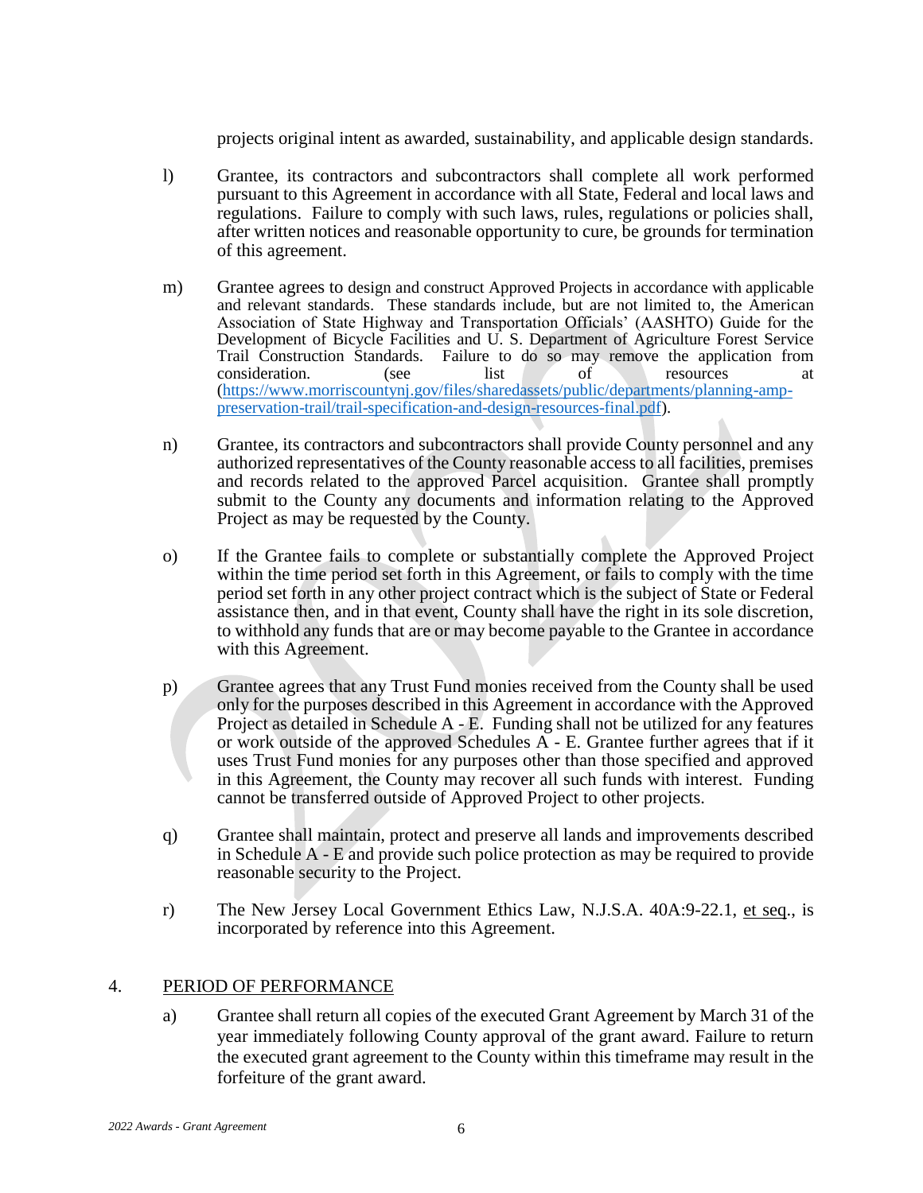projects original intent as awarded, sustainability, and applicable design standards.

l) Grantee, its contractors and subcontractors shall complete all work performed pursuant to this Agreement in accordance with all State, Federal and local laws and regulations. Failure to comply with such laws, rules, regulations or policies shall, after written notices and reasonable opportunity to cure, be grounds for termination of this agreement.

m) Grantee agrees to design and construct Approved Projects in accordance with applicable and relevant standards. These standards include, but are not limited to, the American Association of State Highway and Transportation Officials' (AASHTO) Guide for the Development of Bicycle Facilities and U. S. Department of Agriculture Forest Service Trail Construction Standards. Failure to do so may remove the application from consideration. (see list of resources at (https://www.morriscountynj.gov/files/sharedassets/public/departments/planning-amp-preservation-trail/trail-specification-and-design-resources-final.pdf).

n) Grantee, its contractors and subcontractors shall provide County personnel and any authorized representatives of the County reasonable access to all facilities, premises and records related to the approved Parcel acquisition. Grantee shall promptly submit to the County any documents and information relating to the Approved Project as may be requested by the County.

o) If the Grantee fails to complete or substantially complete the Approved Project within the time period set forth in this Agreement, or fails to comply with the time period set forth in any other project contract which is the subject of State or Federal assistance then, and in that event, County shall have the right in its sole discretion, to withhold any funds that are or may become payable to the Grantee in accordance with this Agreement.

p) Grantee agrees that any Trust Fund monies received from the County shall be used only for the purposes described in this Agreement in accordance with the Approved Project as detailed in Schedule A - E. Funding shall not be utilized for any features or work outside of the approved Schedules A - E. Grantee further agrees that if it uses Trust Fund monies for any purposes other than those specified and approved in this Agreement, the County may recover all such funds with interest. Funding cannot be transferred outside of Approved Project to other projects.

q) Grantee shall maintain, protect and preserve all lands and improvements described in Schedule A - E and provide such police protection as may be required to provide reasonable security to the Project.

r) The New Jersey Local Government Ethics Law, N.J.S.A. 40A:9-22.1, et seq., is incorporated by reference into this Agreement.

## 4. PERIOD OF PERFORMANCE

a) Grantee shall return all copies of the executed Grant Agreement by March 31 of the year immediately following County approval of the grant award. Failure to return the executed grant agreement to the County within this timeframe may result in the forfeiture of the grant award.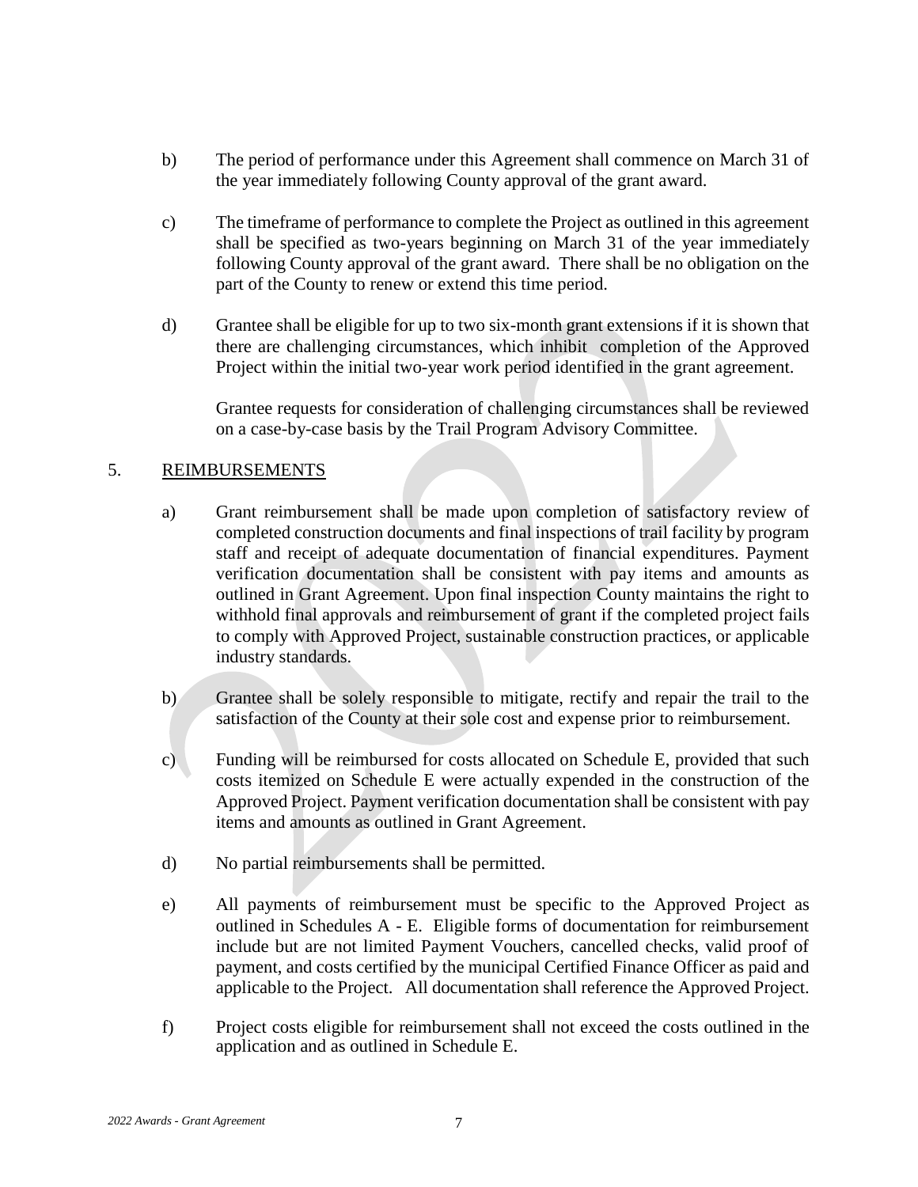b) The period of performance under this Agreement shall commence on March 31 of the year immediately following County approval of the grant award.

c) The timeframe of performance to complete the Project as outlined in this agreement shall be specified as two-years beginning on March 31 of the year immediately following County approval of the grant award. There shall be no obligation on the part of the County to renew or extend this time period.

d) Grantee shall be eligible for up to two six-month grant extensions if it is shown that there are challenging circumstances, which inhibit completion of the Approved Project within the initial two-year work period identified in the grant agreement.

Grantee requests for consideration of challenging circumstances shall be reviewed on a case-by-case basis by the Trail Program Advisory Committee.

5. <u>REIMBURSEMENTS</u>

a) Grant reimbursement shall be made upon completion of satisfactory review of completed construction documents and final inspections of trail facility by program staff and receipt of adequate documentation of financial expenditures. Payment verification documentation shall be consistent with pay items and amounts as outlined in Grant Agreement. Upon final inspection County maintains the right to withhold final approvals and reimbursement of grant if the completed project fails to comply with Approved Project, sustainable construction practices, or applicable industry standards.

b) Grantee shall be solely responsible to mitigate, rectify and repair the trail to the satisfaction of the County at their sole cost and expense prior to reimbursement.

c) Funding will be reimbursed for costs allocated on Schedule E, provided that such costs itemized on Schedule E were actually expended in the construction of the Approved Project. Payment verification documentation shall be consistent with pay items and amounts as outlined in Grant Agreement.

d) No partial reimbursements shall be permitted.

e) All payments of reimbursement must be specific to the Approved Project as outlined in Schedules A - E. Eligible forms of documentation for reimbursement include but are not limited Payment Vouchers, cancelled checks, valid proof of payment, and costs certified by the municipal Certified Finance Officer as paid and applicable to the Project. All documentation shall reference the Approved Project.

f) Project costs eligible for reimbursement shall not exceed the costs outlined in the application and as outlined in Schedule E.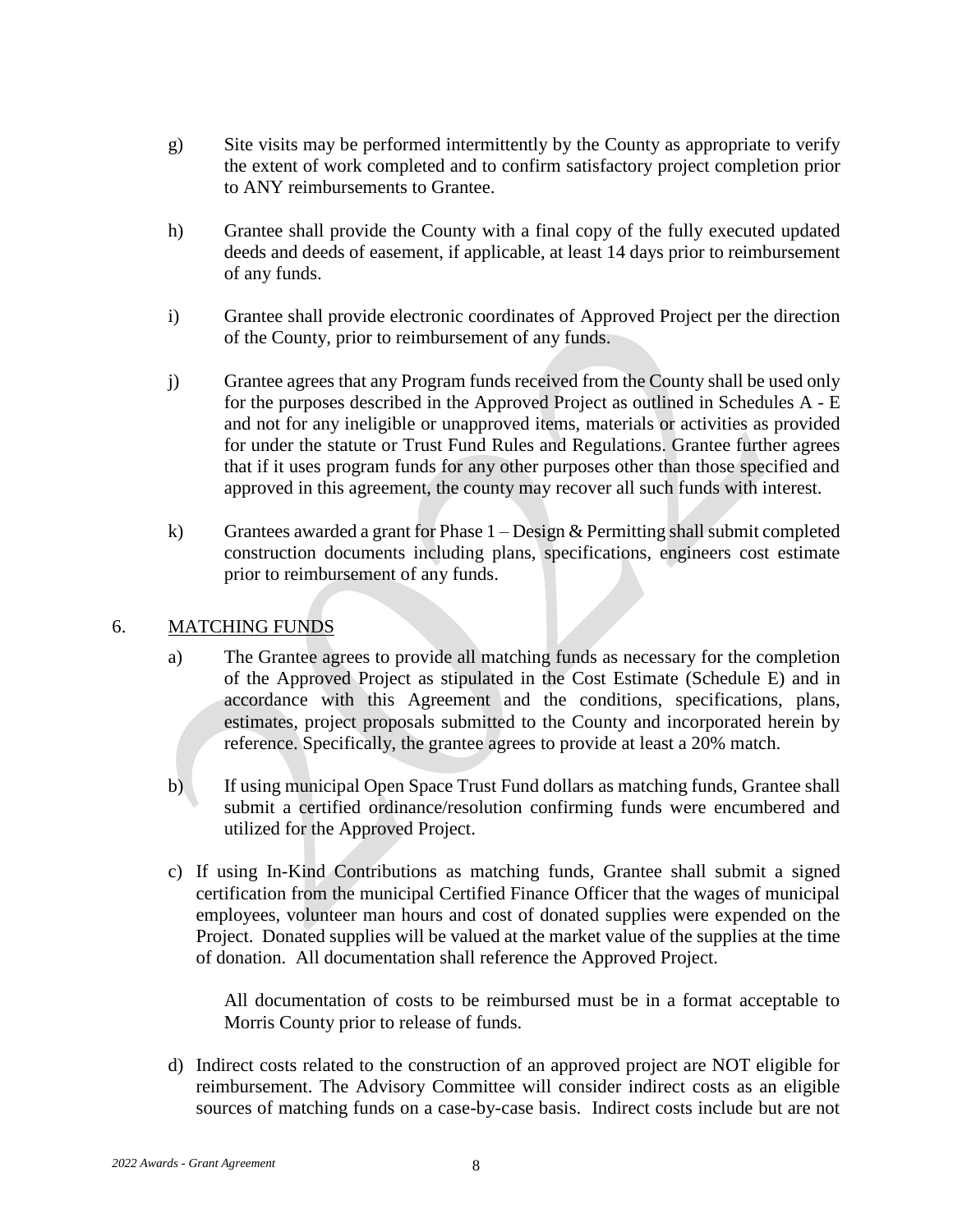g) Site visits may be performed intermittently by the County as appropriate to verify the extent of work completed and to confirm satisfactory project completion prior to ANY reimbursements to Grantee.

h) Grantee shall provide the County with a final copy of the fully executed updated deeds and deeds of easement, if applicable, at least 14 days prior to reimbursement of any funds.

i) Grantee shall provide electronic coordinates of Approved Project per the direction of the County, prior to reimbursement of any funds.

j) Grantee agrees that any Program funds received from the County shall be used only for the purposes described in the Approved Project as outlined in Schedules A - E and not for any ineligible or unapproved items, materials or activities as provided for under the statute or Trust Fund Rules and Regulations. Grantee further agrees that if it uses program funds for any other purposes other than those specified and approved in this agreement, the county may recover all such funds with interest.

k) Grantees awarded a grant for Phase 1 – Design & Permitting shall submit completed construction documents including plans, specifications, engineers cost estimate prior to reimbursement of any funds.

6. MATCHING FUNDS

a) The Grantee agrees to provide all matching funds as necessary for the completion of the Approved Project as stipulated in the Cost Estimate (Schedule E) and in accordance with this Agreement and the conditions, specifications, plans, estimates, project proposals submitted to the County and incorporated herein by reference. Specifically, the grantee agrees to provide at least a 20% match.

b) If using municipal Open Space Trust Fund dollars as matching funds, Grantee shall submit a certified ordinance/resolution confirming funds were encumbered and utilized for the Approved Project.

c) If using In-Kind Contributions as matching funds, Grantee shall submit a signed certification from the municipal Certified Finance Officer that the wages of municipal employees, volunteer man hours and cost of donated supplies were expended on the Project. Donated supplies will be valued at the market value of the supplies at the time of donation. All documentation shall reference the Approved Project.

All documentation of costs to be reimbursed must be in a format acceptable to Morris County prior to release of funds.

d) Indirect costs related to the construction of an approved project are NOT eligible for reimbursement. The Advisory Committee will consider indirect costs as an eligible sources of matching funds on a case-by-case basis. Indirect costs include but are not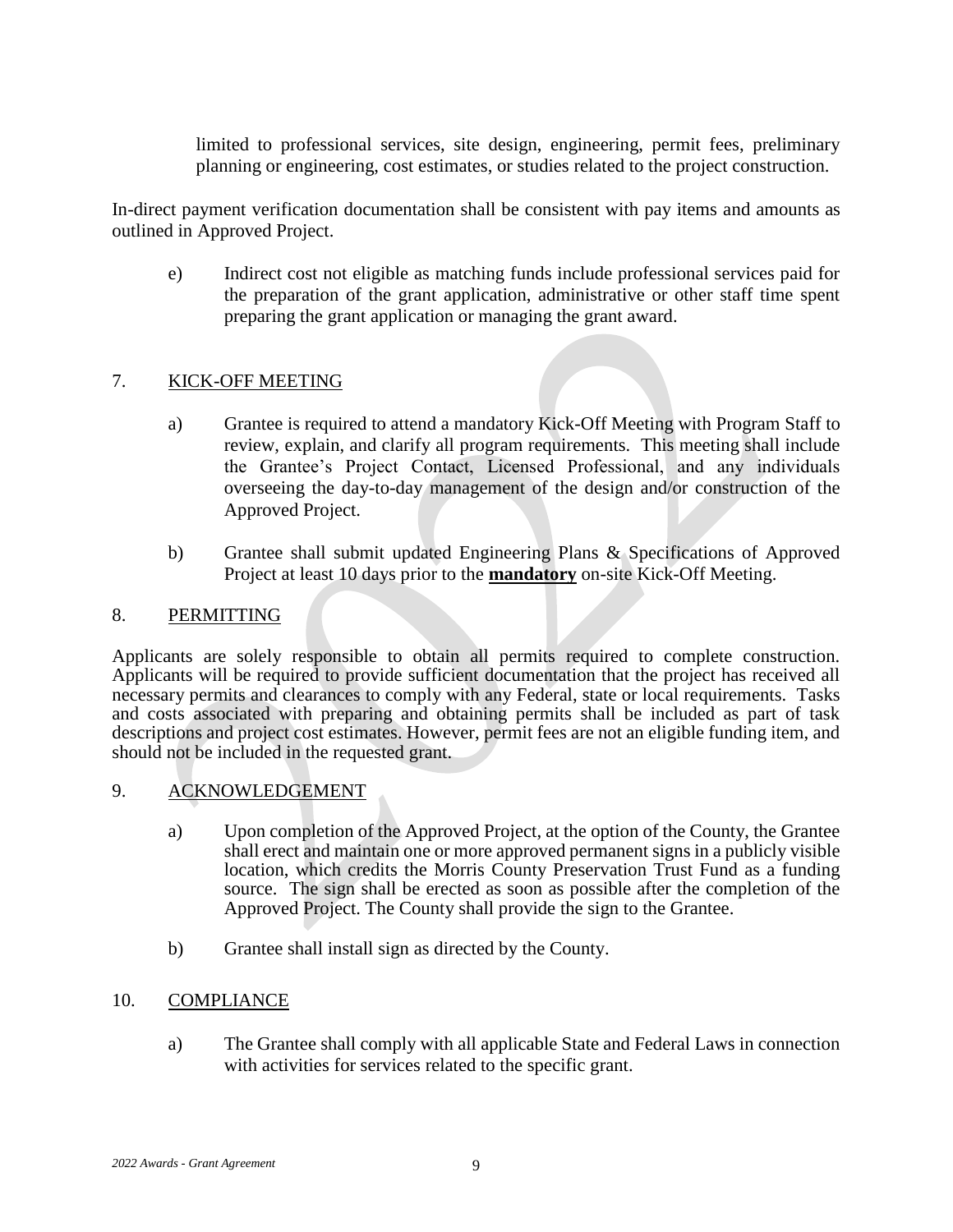limited to professional services, site design, engineering, permit fees, preliminary planning or engineering, cost estimates, or studies related to the project construction.

In-direct payment verification documentation shall be consistent with pay items and amounts as outlined in Approved Project.

e) Indirect cost not eligible as matching funds include professional services paid for the preparation of the grant application, administrative or other staff time spent preparing the grant application or managing the grant award.

## 7. KICK-OFF MEETING

a) Grantee is required to attend a mandatory Kick-Off Meeting with Program Staff to review, explain, and clarify all program requirements. This meeting shall include the Grantee's Project Contact, Licensed Professional, and any individuals overseeing the day-to-day management of the design and/or construction of the Approved Project.

b) Grantee shall submit updated Engineering Plans & Specifications of Approved Project at least 10 days prior to the **mandatory** on-site Kick-Off Meeting.

## 8. PERMITTING

Applicants are solely responsible to obtain all permits required to complete construction. Applicants will be required to provide sufficient documentation that the project has received all necessary permits and clearances to comply with any Federal, state or local requirements. Tasks and costs associated with preparing and obtaining permits shall be included as part of task descriptions and project cost estimates. However, permit fees are not an eligible funding item, and should not be included in the requested grant.

## 9. ACKNOWLEDGEMENT

a) Upon completion of the Approved Project, at the option of the County, the Grantee shall erect and maintain one or more approved permanent signs in a publicly visible location, which credits the Morris County Preservation Trust Fund as a funding source. The sign shall be erected as soon as possible after the completion of the Approved Project. The County shall provide the sign to the Grantee.

b) Grantee shall install sign as directed by the County.

## 10. COMPLIANCE

a) The Grantee shall comply with all applicable State and Federal Laws in connection with activities for services related to the specific grant.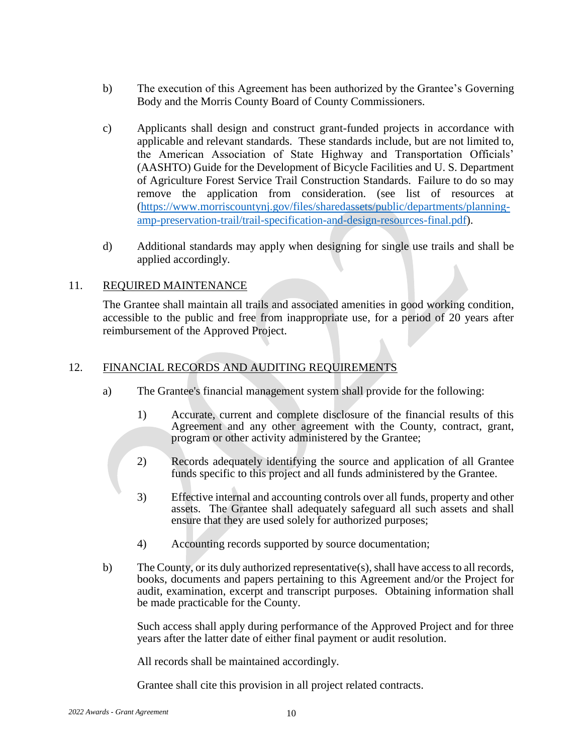b) The execution of this Agreement has been authorized by the Grantee's Governing Body and the Morris County Board of County Commissioners.

c) Applicants shall design and construct grant-funded projects in accordance with applicable and relevant standards. These standards include, but are not limited to, the American Association of State Highway and Transportation Officials' (AASHTO) Guide for the Development of Bicycle Facilities and U. S. Department of Agriculture Forest Service Trail Construction Standards. Failure to do so may remove the application from consideration. (see list of resources at (https://www.morriscountynj.gov/files/sharedassets/public/departments/planning-amp-preservation-trail/trail-specification-and-design-resources-final.pdf).

d) Additional standards may apply when designing for single use trails and shall be applied accordingly.

11. REQUIRED MAINTENANCE

The Grantee shall maintain all trails and associated amenities in good working condition, accessible to the public and free from inappropriate use, for a period of 20 years after reimbursement of the Approved Project.

12. FINANCIAL RECORDS AND AUDITING REQUIREMENTS

a) The Grantee's financial management system shall provide for the following:

1) Accurate, current and complete disclosure of the financial results of this Agreement and any other agreement with the County, contract, grant, program or other activity administered by the Grantee;

2) Records adequately identifying the source and application of all Grantee funds specific to this project and all funds administered by the Grantee.

3) Effective internal and accounting controls over all funds, property and other assets. The Grantee shall adequately safeguard all such assets and shall ensure that they are used solely for authorized purposes;

4) Accounting records supported by source documentation;

b) The County, or its duly authorized representative(s), shall have access to all records, books, documents and papers pertaining to this Agreement and/or the Project for audit, examination, excerpt and transcript purposes. Obtaining information shall be made practicable for the County.

Such access shall apply during performance of the Approved Project and for three years after the latter date of either final payment or audit resolution.

All records shall be maintained accordingly.

Grantee shall cite this provision in all project related contracts.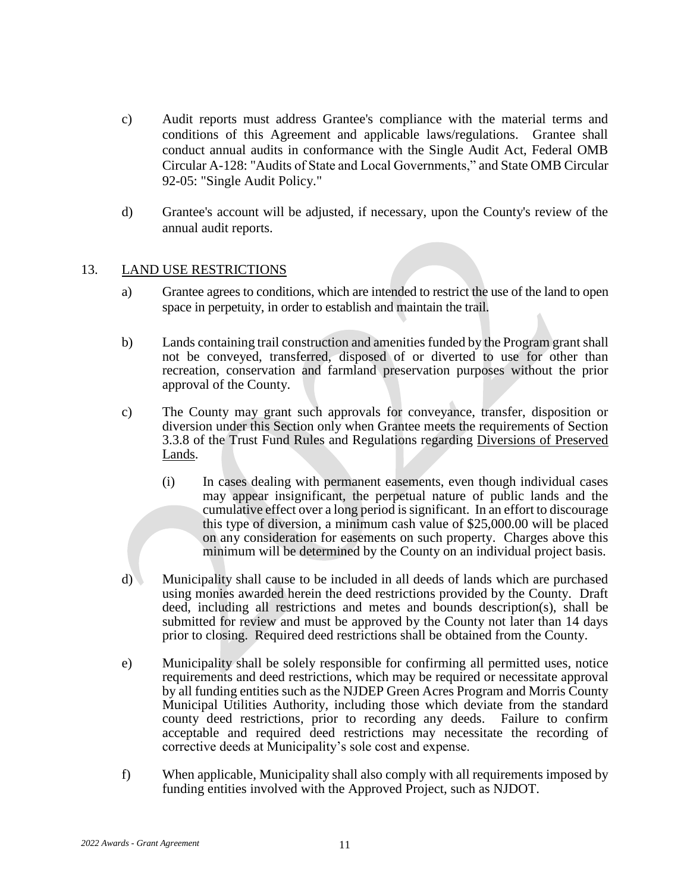c) Audit reports must address Grantee's compliance with the material terms and conditions of this Agreement and applicable laws/regulations. Grantee shall conduct annual audits in conformance with the Single Audit Act, Federal OMB Circular A-128: "Audits of State and Local Governments," and State OMB Circular 92-05: "Single Audit Policy."

d) Grantee's account will be adjusted, if necessary, upon the County's review of the annual audit reports.

## 13. LAND USE RESTRICTIONS

a) Grantee agrees to conditions, which are intended to restrict the use of the land to open space in perpetuity, in order to establish and maintain the trail.

b) Lands containing trail construction and amenities funded by the Program grant shall not be conveyed, transferred, disposed of or diverted to use for other than recreation, conservation and farmland preservation purposes without the prior approval of the County.

c) The County may grant such approvals for conveyance, transfer, disposition or diversion under this Section only when Grantee meets the requirements of Section 3.3.8 of the Trust Fund Rules and Regulations regarding Diversions of Preserved Lands.

   (i) In cases dealing with permanent easements, even though individual cases may appear insignificant, the perpetual nature of public lands and the cumulative effect over a long period is significant. In an effort to discourage this type of diversion, a minimum cash value of $25,000.00 will be placed on any consideration for easements on such property. Charges above this minimum will be determined by the County on an individual project basis.

d) Municipality shall cause to be included in all deeds of lands which are purchased using monies awarded herein the deed restrictions provided by the County. Draft deed, including all restrictions and metes and bounds description(s), shall be submitted for review and must be approved by the County not later than 14 days prior to closing. Required deed restrictions shall be obtained from the County.

e) Municipality shall be solely responsible for confirming all permitted uses, notice requirements and deed restrictions, which may be required or necessitate approval by all funding entities such as the NJDEP Green Acres Program and Morris County Municipal Utilities Authority, including those which deviate from the standard county deed restrictions, prior to recording any deeds. Failure to confirm acceptable and required deed restrictions may necessitate the recording of corrective deeds at Municipality's sole cost and expense.

f) When applicable, Municipality shall also comply with all requirements imposed by funding entities involved with the Approved Project, such as NJDOT.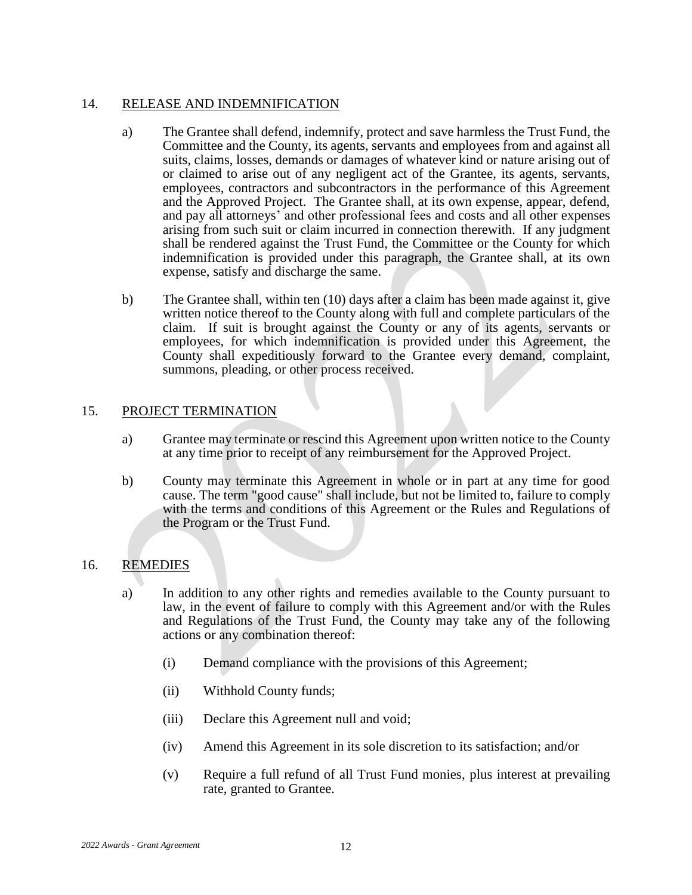## 14. RELEASE AND INDEMNIFICATION

a) The Grantee shall defend, indemnify, protect and save harmless the Trust Fund, the Committee and the County, its agents, servants and employees from and against all suits, claims, losses, demands or damages of whatever kind or nature arising out of or claimed to arise out of any negligent act of the Grantee, its agents, servants, employees, contractors and subcontractors in the performance of this Agreement and the Approved Project. The Grantee shall, at its own expense, appear, defend, and pay all attorneys' and other professional fees and costs and all other expenses arising from such suit or claim incurred in connection therewith. If any judgment shall be rendered against the Trust Fund, the Committee or the County for which indemnification is provided under this paragraph, the Grantee shall, at its own expense, satisfy and discharge the same.

b) The Grantee shall, within ten (10) days after a claim has been made against it, give written notice thereof to the County along with full and complete particulars of the claim. If suit is brought against the County or any of its agents, servants or employees, for which indemnification is provided under this Agreement, the County shall expeditiously forward to the Grantee every demand, complaint, summons, pleading, or other process received.

## 15. PROJECT TERMINATION

a) Grantee may terminate or rescind this Agreement upon written notice to the County at any time prior to receipt of any reimbursement for the Approved Project.

b) County may terminate this Agreement in whole or in part at any time for good cause. The term "good cause" shall include, but not be limited to, failure to comply with the terms and conditions of this Agreement or the Rules and Regulations of the Program or the Trust Fund.

## 16. REMEDIES

a) In addition to any other rights and remedies available to the County pursuant to law, in the event of failure to comply with this Agreement and/or with the Rules and Regulations of the Trust Fund, the County may take any of the following actions or any combination thereof:

   (i) Demand compliance with the provisions of this Agreement;

   (ii) Withhold County funds;

   (iii) Declare this Agreement null and void;

   (iv) Amend this Agreement in its sole discretion to its satisfaction; and/or

   (v) Require a full refund of all Trust Fund monies, plus interest at prevailing rate, granted to Grantee.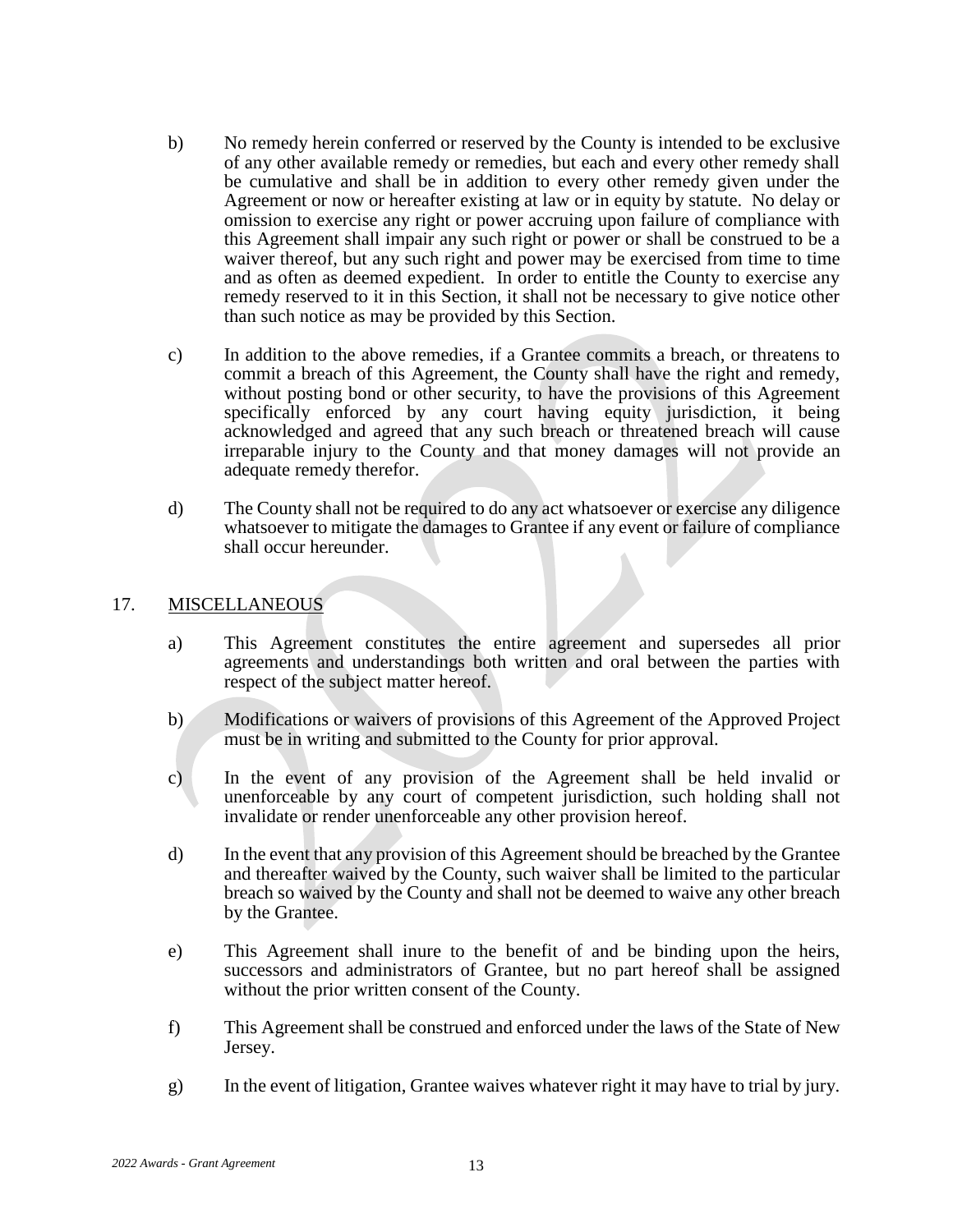b) No remedy herein conferred or reserved by the County is intended to be exclusive of any other available remedy or remedies, but each and every other remedy shall be cumulative and shall be in addition to every other remedy given under the Agreement or now or hereafter existing at law or in equity by statute. No delay or omission to exercise any right or power accruing upon failure of compliance with this Agreement shall impair any such right or power or shall be construed to be a waiver thereof, but any such right and power may be exercised from time to time and as often as deemed expedient. In order to entitle the County to exercise any remedy reserved to it in this Section, it shall not be necessary to give notice other than such notice as may be provided by this Section.

c) In addition to the above remedies, if a Grantee commits a breach, or threatens to commit a breach of this Agreement, the County shall have the right and remedy, without posting bond or other security, to have the provisions of this Agreement specifically enforced by any court having equity jurisdiction, it being acknowledged and agreed that any such breach or threatened breach will cause irreparable injury to the County and that money damages will not provide an adequate remedy therefor.

d) The County shall not be required to do any act whatsoever or exercise any diligence whatsoever to mitigate the damages to Grantee if any event or failure of compliance shall occur hereunder.

17. <u>MISCELLANEOUS</u>

a) This Agreement constitutes the entire agreement and supersedes all prior agreements and understandings both written and oral between the parties with respect of the subject matter hereof.

b) Modifications or waivers of provisions of this Agreement of the Approved Project must be in writing and submitted to the County for prior approval.

c) In the event of any provision of the Agreement shall be held invalid or unenforceable by any court of competent jurisdiction, such holding shall not invalidate or render unenforceable any other provision hereof.

d) In the event that any provision of this Agreement should be breached by the Grantee and thereafter waived by the County, such waiver shall be limited to the particular breach so waived by the County and shall not be deemed to waive any other breach by the Grantee.

e) This Agreement shall inure to the benefit of and be binding upon the heirs, successors and administrators of Grantee, but no part hereof shall be assigned without the prior written consent of the County.

f) This Agreement shall be construed and enforced under the laws of the State of New Jersey.

g) In the event of litigation, Grantee waives whatever right it may have to trial by jury.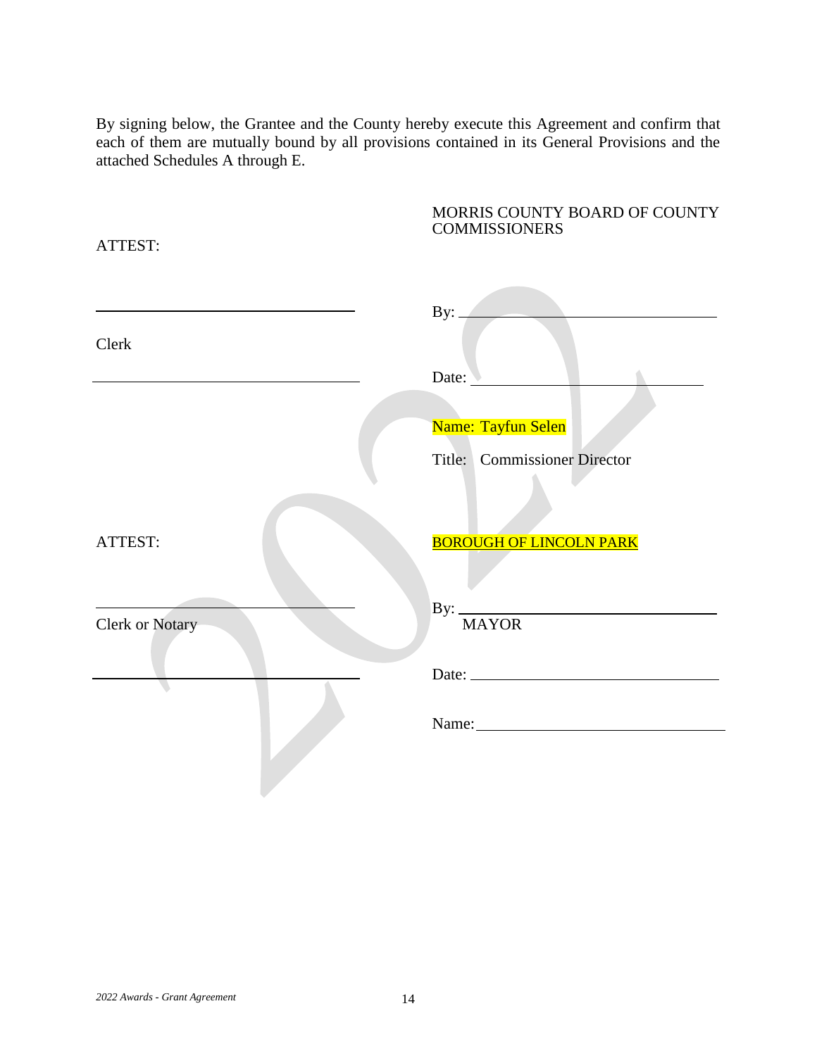By signing below, the Grantee and the County hereby execute this Agreement and confirm that each of them are mutually bound by all provisions contained in its General Provisions and the attached Schedules A through E.

| | |
|---|---|
| ATTEST: | MORRIS COUNTY BOARD OF COUNTY COMMISSIONERS |
| ______________________________ | By: ______________________________ |
| Clerk | |
| ______________________________ | Date: ______________________________ |
| | Name: Tayfun Selen |
| | Title: Commissioner Director |
| ATTEST: | BOROUGH OF LINCOLN PARK |
| ______________________________ | By: ______________________________ |
| Clerk or Notary | MAYOR |
| ______________________________ | Date: ______________________________ |
| | Name: ______________________________ |

*2022 Awards - Grant Agreement*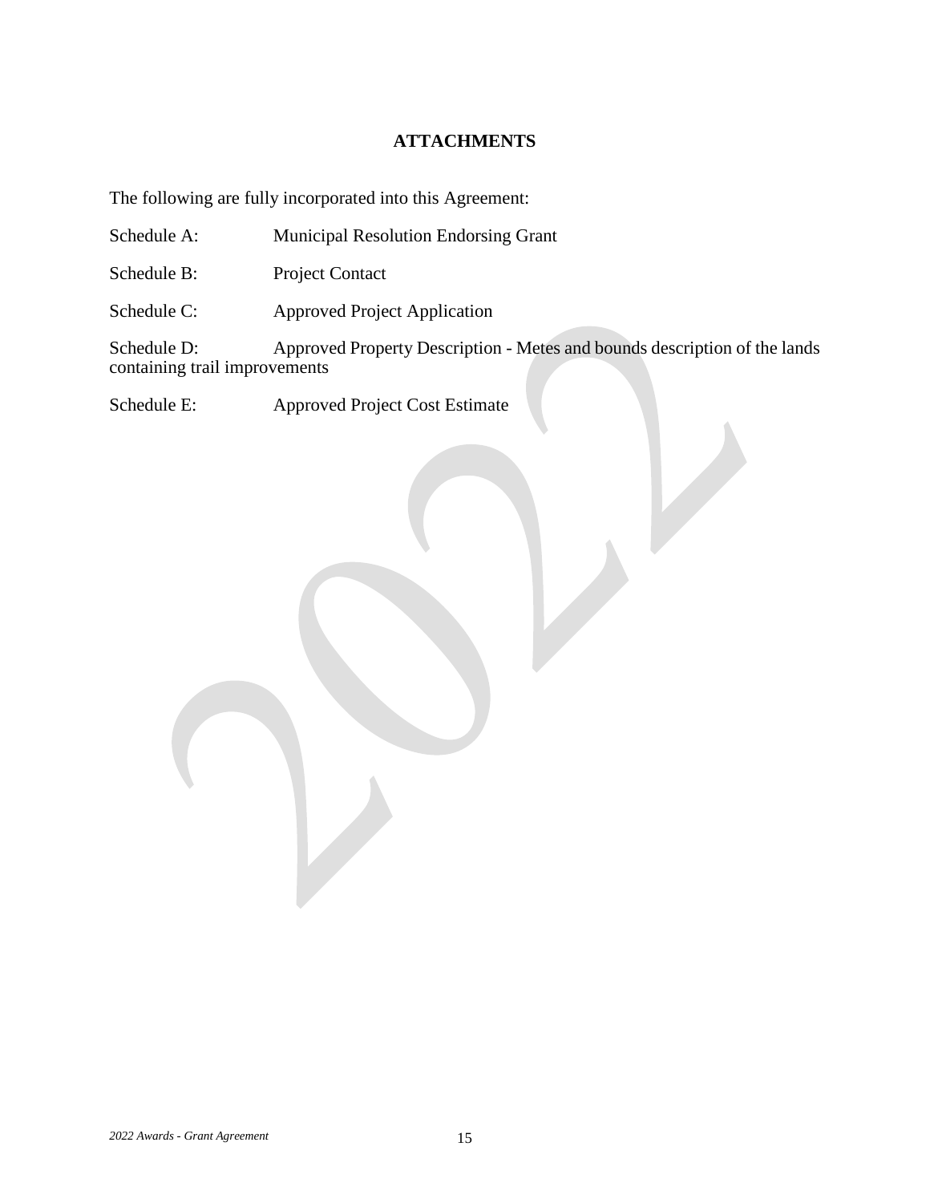## ATTACHMENTS

The following are fully incorporated into this Agreement:

Schedule A: Municipal Resolution Endorsing Grant

Schedule B: Project Contact

Schedule C: Approved Project Application

Schedule D: Approved Property Description - Metes and bounds description of the lands containing trail improvements

Schedule E: Approved Project Cost Estimate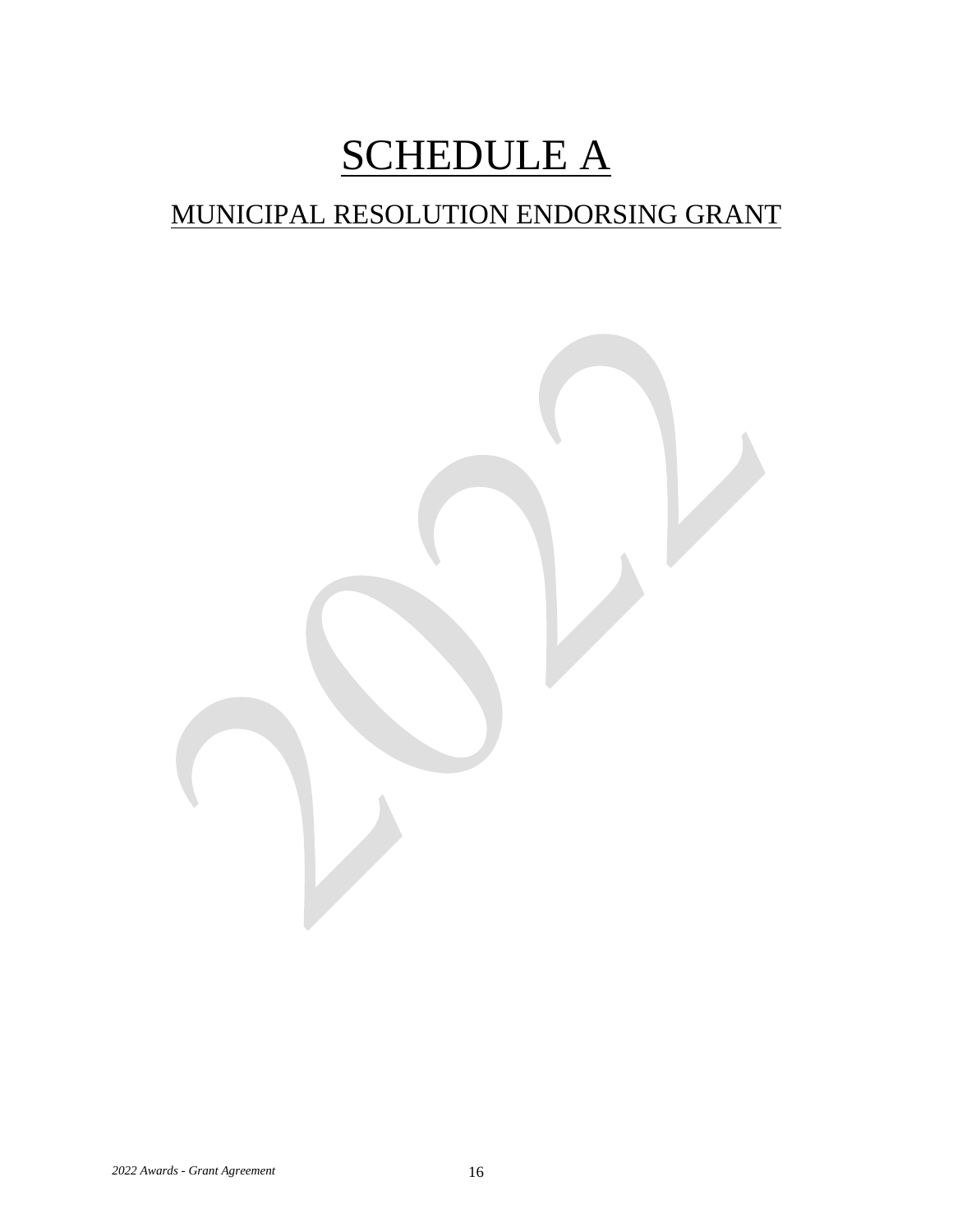# SCHEDULE A

## MUNICIPAL RESOLUTION ENDORSING GRANT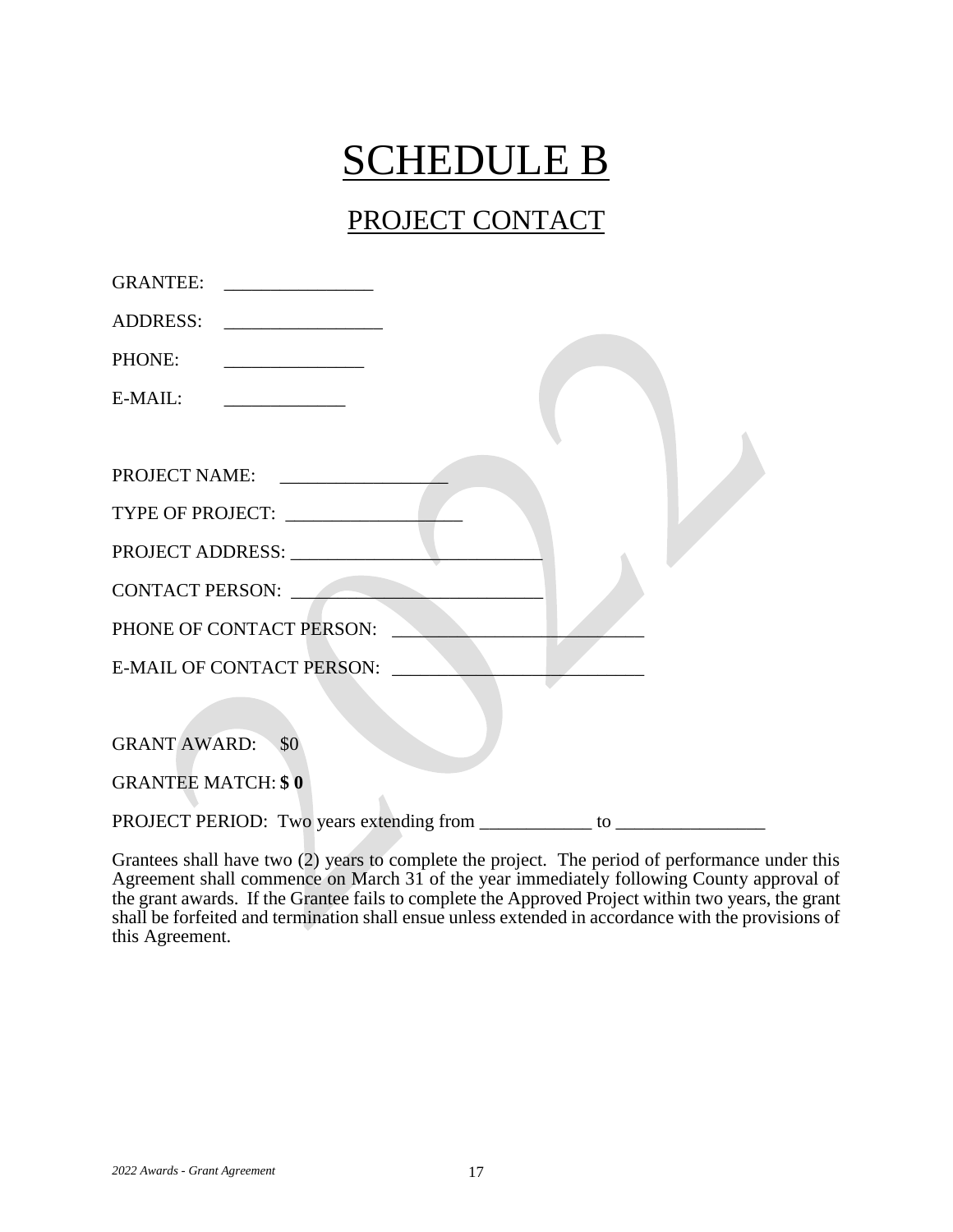# SCHEDULE B

## PROJECT CONTACT

GRANTEE: ________________

ADDRESS: _________________

PHONE: _______________

E-MAIL: _____________

PROJECT NAME: _________________

TYPE OF PROJECT: __________________

PROJECT ADDRESS: ___________________________

CONTACT PERSON: ___________________________

PHONE OF CONTACT PERSON: ___________________________

E-MAIL OF CONTACT PERSON: ___________________________

GRANT AWARD: $0

GRANTEE MATCH: **$ 0**

PROJECT PERIOD: Two years extending from ____________ to ________________

Grantees shall have two (2) years to complete the project. The period of performance under this Agreement shall commence on March 31 of the year immediately following County approval of the grant awards. If the Grantee fails to complete the Approved Project within two years, the grant shall be forfeited and termination shall ensue unless extended in accordance with the provisions of this Agreement.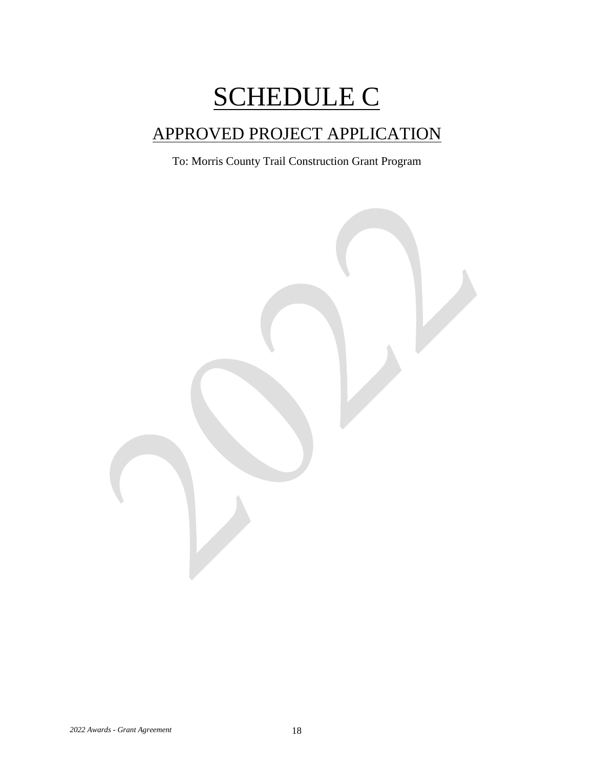# SCHEDULE C

## APPROVED PROJECT APPLICATION

To: Morris County Trail Construction Grant Program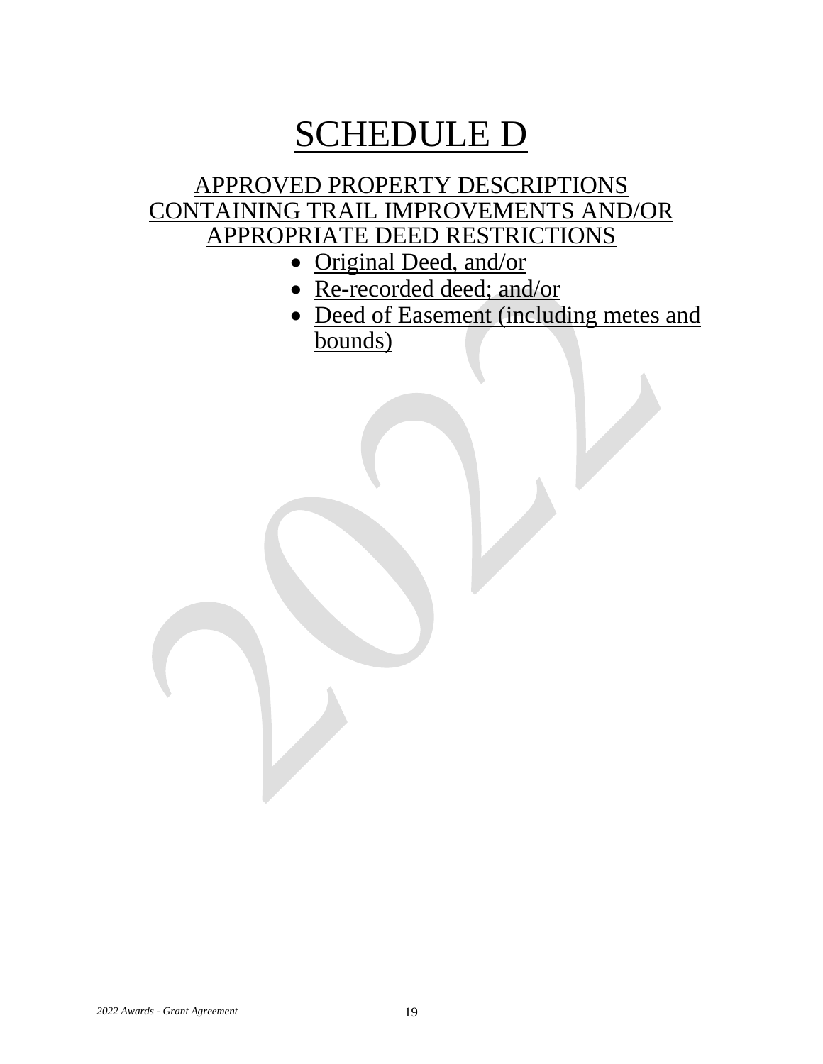# SCHEDULE D

## APPROVED PROPERTY DESCRIPTIONS CONTAINING TRAIL IMPROVEMENTS AND/OR APPROPRIATE DEED RESTRICTIONS

- Original Deed, and/or
- Re-recorded deed; and/or
- Deed of Easement (including metes and bounds)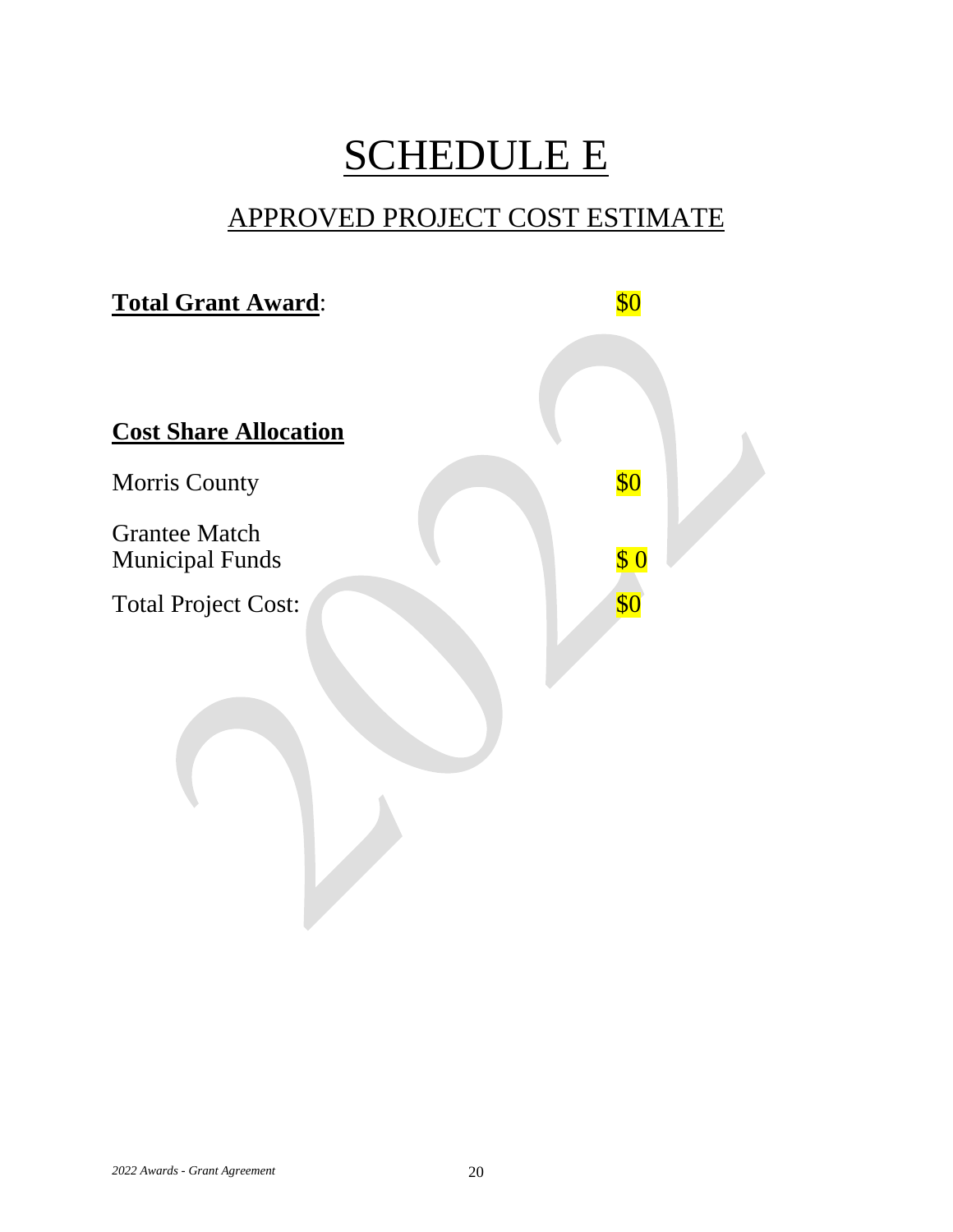# SCHEDULE E

## APPROVED PROJECT COST ESTIMATE

**Total Grant Award**: $0

**Cost Share Allocation**

| | |
|---|---|
| Morris County | $0 |
| Grantee Match Municipal Funds | $ 0 |
| Total Project Cost: | $0 |